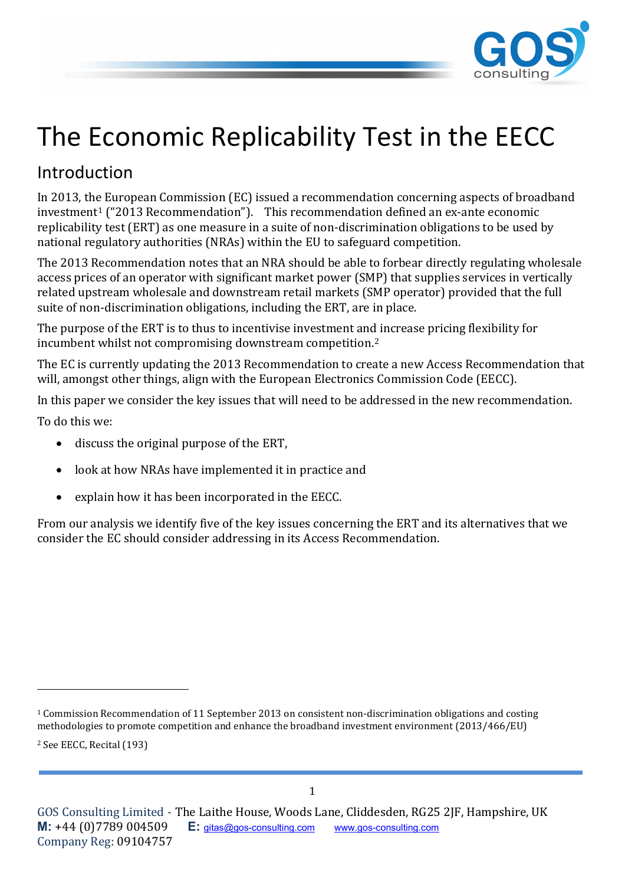# The Economic Replicability Test in the EECC

## Introduction

In 2013, the European Commission (EC) issued a recommendation concerning aspects of broadband investment[1] ("2013 Recommendation"). This recommendation defined an ex-ante economic replicability test (ERT) as one measure in a suite of non-discrimination obligations to be used by national regulatory authorities (NRAs) within the EU to safeguard competition.

The 2013 Recommendation notes that an NRA should be able to forbear directly regulating wholesale access prices of an operator with significant market power (SMP) that supplies services in vertically related upstream wholesale and downstream retail markets (SMP operator) provided that the full suite of non-discrimination obligations, including the ERT, are in place.

The purpose of the ERT is to thus to incentivise investment and increase pricing flexibility for incumbent whilst not compromising downstream competition.[2]

The EC is currently updating the 2013 Recommendation to create a new Access Recommendation that will, amongst other things, align with the European Electronics Commission Code (EECC).

In this paper we consider the key issues that will need to be addressed in the new recommendation.

To do this we:

- discuss the original purpose of the ERT,
- look at how NRAs have implemented it in practice and
- explain how it has been incorporated in the EECC.

From our analysis we identify five of the key issues concerning the ERT and its alternatives that we consider the EC should consider addressing in its Access Recommendation.

---

[1] Commission Recommendation of 11 September 2013 on consistent non-discrimination obligations and costing methodologies to promote competition and enhance the broadband investment environment (2013/466/EU)

[2] See EECC, Recital (193)

GOS Consulting Limited - The Laithe House, Woods Lane, Cliddesden, RG25 2JF, Hampshire, UK
**M:** +44 (0)7789 004509 **E:** gitas@gos-consulting.com www.gos-consulting.com
Company Reg: 09104757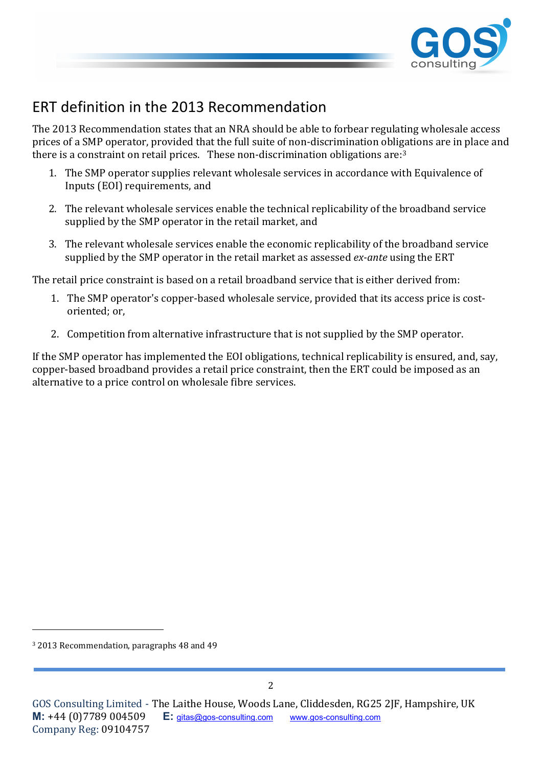## ERT definition in the 2013 Recommendation

The 2013 Recommendation states that an NRA should be able to forbear regulating wholesale access prices of a SMP operator, provided that the full suite of non-discrimination obligations are in place and there is a constraint on retail prices. These non-discrimination obligations are:[3]

1. The SMP operator supplies relevant wholesale services in accordance with Equivalence of Inputs (EOI) requirements, and
2. The relevant wholesale services enable the technical replicability of the broadband service supplied by the SMP operator in the retail market, and
3. The relevant wholesale services enable the economic replicability of the broadband service supplied by the SMP operator in the retail market as assessed *ex-ante* using the ERT

The retail price constraint is based on a retail broadband service that is either derived from:

1. The SMP operator's copper-based wholesale service, provided that its access price is cost-oriented; or,
2. Competition from alternative infrastructure that is not supplied by the SMP operator.

If the SMP operator has implemented the EOI obligations, technical replicability is ensured, and, say, copper-based broadband provides a retail price constraint, then the ERT could be imposed as an alternative to a price control on wholesale fibre services.

[3] 2013 Recommendation, paragraphs 48 and 49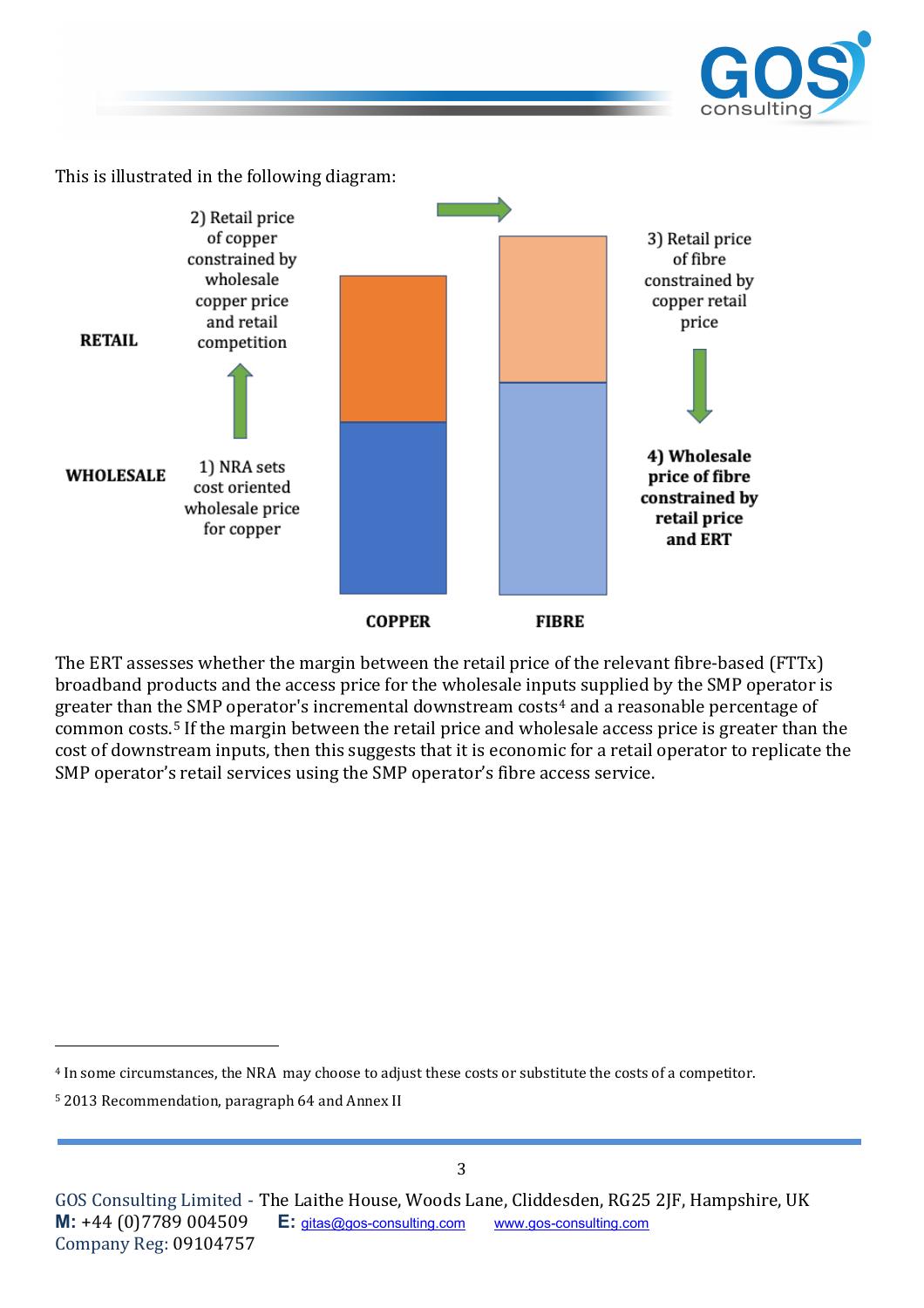This is illustrated in the following diagram:

RETAIL

WHOLESALE

2) Retail price of copper constrained by wholesale copper price and retail competition

1) NRA sets cost oriented wholesale price for copper

3) Retail price of fibre constrained by copper retail price

**4) Wholesale price of fibre constrained by retail price and ERT**

COPPER

FIBRE

The ERT assesses whether the margin between the retail price of the relevant fibre-based (FTTx) broadband products and the access price for the wholesale inputs supplied by the SMP operator is greater than the SMP operator's incremental downstream costs[4] and a reasonable percentage of common costs.[5] If the margin between the retail price and wholesale access price is greater than the cost of downstream inputs, then this suggests that it is economic for a retail operator to replicate the SMP operator's retail services using the SMP operator's fibre access service.

[4] In some circumstances, the NRA may choose to adjust these costs or substitute the costs of a competitor.

[5] 2013 Recommendation, paragraph 64 and Annex II

GOS Consulting Limited - The Laithe House, Woods Lane, Cliddesden, RG25 2JF, Hampshire, UK
**M:** +44 (0)7789 004509 **E:** gitas@gos-consulting.com www.gos-consulting.com
Company Reg: 09104757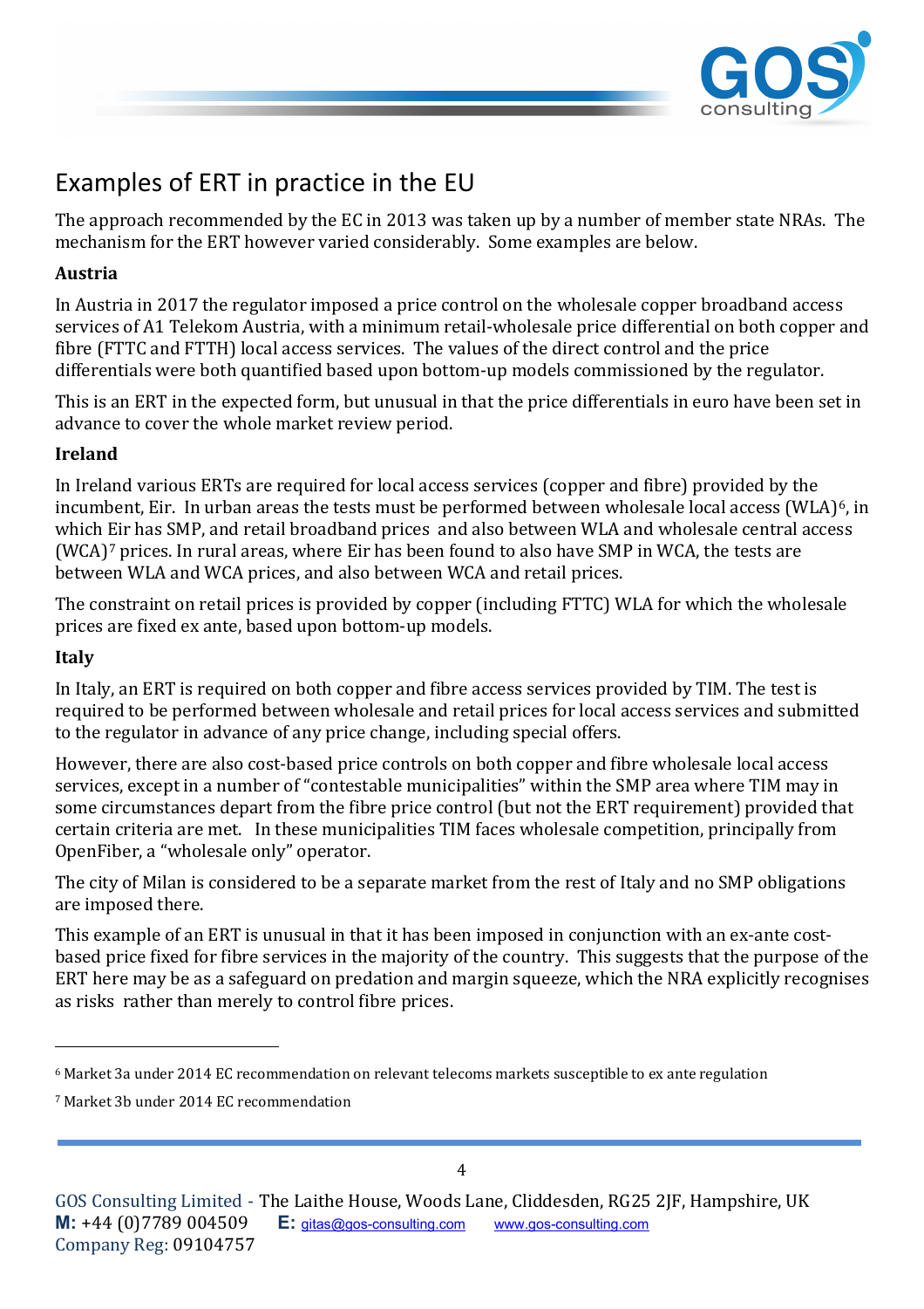## Examples of ERT in practice in the EU

The approach recommended by the EC in 2013 was taken up by a number of member state NRAs. The mechanism for the ERT however varied considerably. Some examples are below.

**Austria**

In Austria in 2017 the regulator imposed a price control on the wholesale copper broadband access services of A1 Telekom Austria, with a minimum retail-wholesale price differential on both copper and fibre (FTTC and FTTH) local access services. The values of the direct control and the price differentials were both quantified based upon bottom-up models commissioned by the regulator.

This is an ERT in the expected form, but unusual in that the price differentials in euro have been set in advance to cover the whole market review period.

**Ireland**

In Ireland various ERTs are required for local access services (copper and fibre) provided by the incumbent, Eir. In urban areas the tests must be performed between wholesale local access (WLA)[6], in which Eir has SMP, and retail broadband prices and also between WLA and wholesale central access (WCA)[7] prices. In rural areas, where Eir has been found to also have SMP in WCA, the tests are between WLA and WCA prices, and also between WCA and retail prices.

The constraint on retail prices is provided by copper (including FTTC) WLA for which the wholesale prices are fixed ex ante, based upon bottom-up models.

**Italy**

In Italy, an ERT is required on both copper and fibre access services provided by TIM. The test is required to be performed between wholesale and retail prices for local access services and submitted to the regulator in advance of any price change, including special offers.

However, there are also cost-based price controls on both copper and fibre wholesale local access services, except in a number of "contestable municipalities" within the SMP area where TIM may in some circumstances depart from the fibre price control (but not the ERT requirement) provided that certain criteria are met. In these municipalities TIM faces wholesale competition, principally from OpenFiber, a "wholesale only" operator.

The city of Milan is considered to be a separate market from the rest of Italy and no SMP obligations are imposed there.

This example of an ERT is unusual in that it has been imposed in conjunction with an ex-ante cost-based price fixed for fibre services in the majority of the country. This suggests that the purpose of the ERT here may be as a safeguard on predation and margin squeeze, which the NRA explicitly recognises as risks rather than merely to control fibre prices.

---

[6] Market 3a under 2014 EC recommendation on relevant telecoms markets susceptible to ex ante regulation

[7] Market 3b under 2014 EC recommendation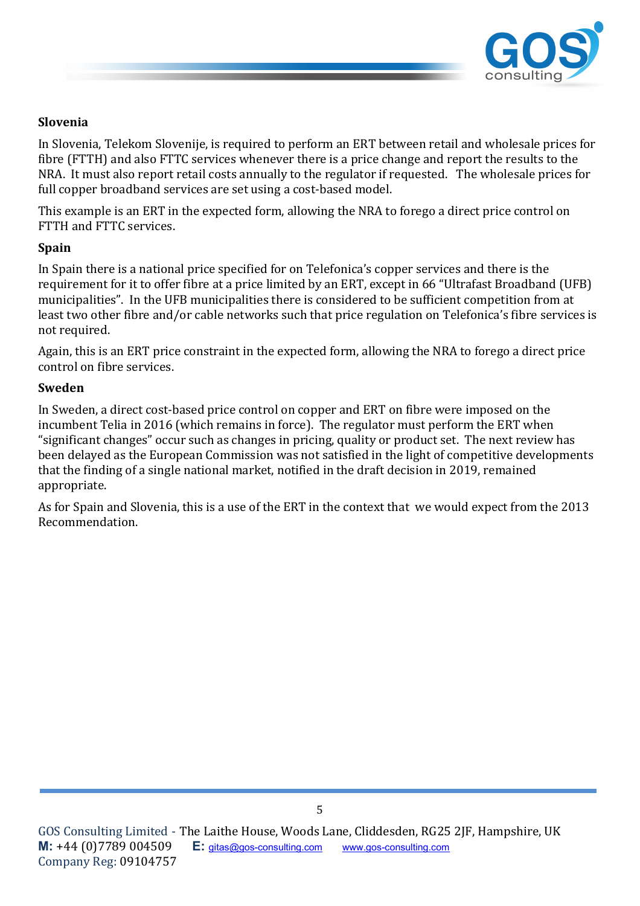**Slovenia**

In Slovenia, Telekom Slovenije, is required to perform an ERT between retail and wholesale prices for fibre (FTTH) and also FTTC services whenever there is a price change and report the results to the NRA. It must also report retail costs annually to the regulator if requested. The wholesale prices for full copper broadband services are set using a cost-based model.

This example is an ERT in the expected form, allowing the NRA to forego a direct price control on FTTH and FTTC services.

**Spain**

In Spain there is a national price specified for on Telefonica's copper services and there is the requirement for it to offer fibre at a price limited by an ERT, except in 66 "Ultrafast Broadband (UFB) municipalities". In the UFB municipalities there is considered to be sufficient competition from at least two other fibre and/or cable networks such that price regulation on Telefonica's fibre services is not required.

Again, this is an ERT price constraint in the expected form, allowing the NRA to forego a direct price control on fibre services.

**Sweden**

In Sweden, a direct cost-based price control on copper and ERT on fibre were imposed on the incumbent Telia in 2016 (which remains in force). The regulator must perform the ERT when "significant changes" occur such as changes in pricing, quality or product set. The next review has been delayed as the European Commission was not satisfied in the light of competitive developments that the finding of a single national market, notified in the draft decision in 2019, remained appropriate.

As for Spain and Slovenia, this is a use of the ERT in the context that we would expect from the 2013 Recommendation.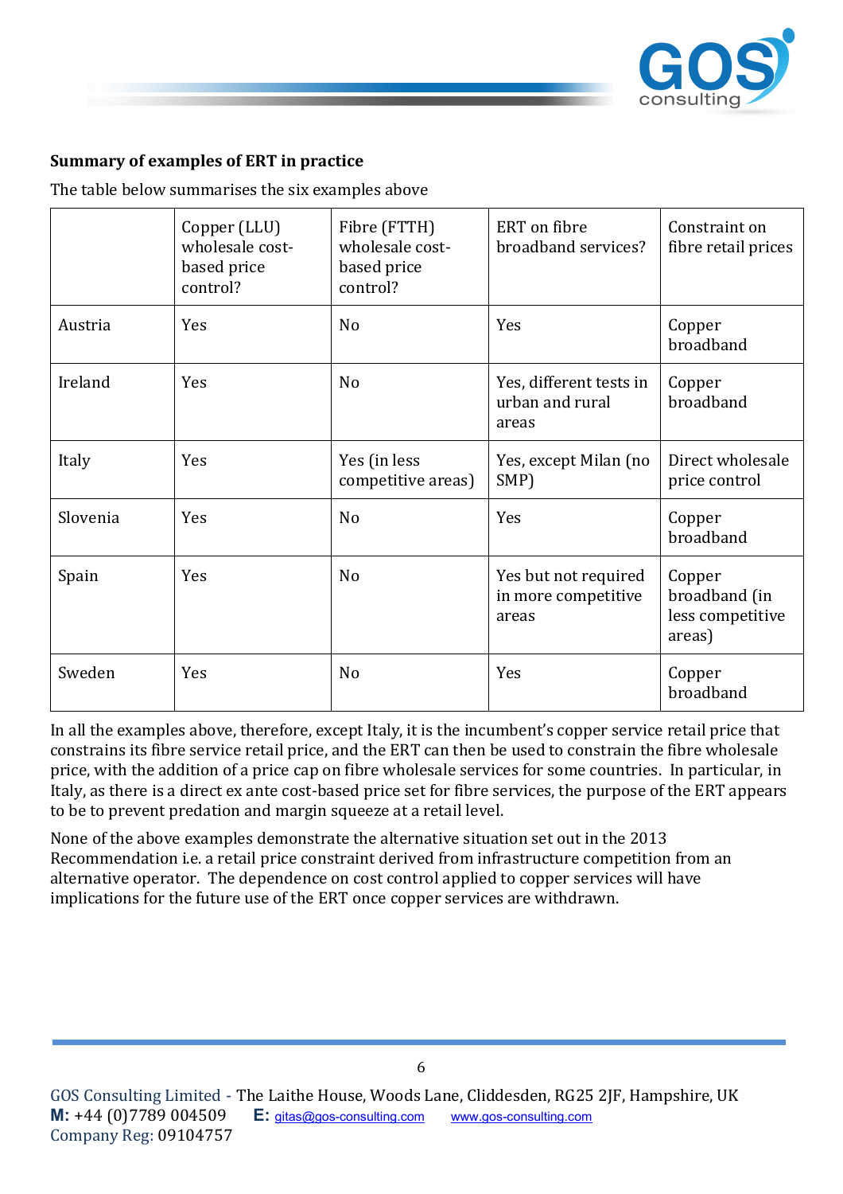**Summary of examples of ERT in practice**

The table below summarises the six examples above

| | Copper (LLU) wholesale cost-based price control? | Fibre (FTTH) wholesale cost-based price control? | ERT on fibre broadband services? | Constraint on fibre retail prices |
|---|---|---|---|---|
| Austria | Yes | No | Yes | Copper broadband |
| Ireland | Yes | No | Yes, different tests in urban and rural areas | Copper broadband |
| Italy | Yes | Yes (in less competitive areas) | Yes, except Milan (no SMP) | Direct wholesale price control |
| Slovenia | Yes | No | Yes | Copper broadband |
| Spain | Yes | No | Yes but not required in more competitive areas | Copper broadband (in less competitive areas) |
| Sweden | Yes | No | Yes | Copper broadband |

In all the examples above, therefore, except Italy, it is the incumbent's copper service retail price that constrains its fibre service retail price, and the ERT can then be used to constrain the fibre wholesale price, with the addition of a price cap on fibre wholesale services for some countries. In particular, in Italy, as there is a direct ex ante cost-based price set for fibre services, the purpose of the ERT appears to be to prevent predation and margin squeeze at a retail level.

None of the above examples demonstrate the alternative situation set out in the 2013 Recommendation i.e. a retail price constraint derived from infrastructure competition from an alternative operator. The dependence on cost control applied to copper services will have implications for the future use of the ERT once copper services are withdrawn.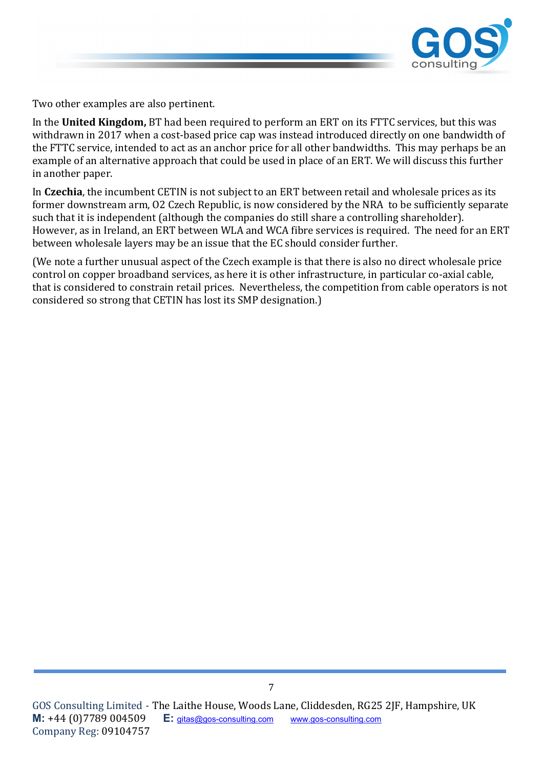Two other examples are also pertinent.

In the **United Kingdom,** BT had been required to perform an ERT on its FTTC services, but this was withdrawn in 2017 when a cost-based price cap was instead introduced directly on one bandwidth of the FTTC service, intended to act as an anchor price for all other bandwidths. This may perhaps be an example of an alternative approach that could be used in place of an ERT. We will discuss this further in another paper.

In **Czechia**, the incumbent CETIN is not subject to an ERT between retail and wholesale prices as its former downstream arm, O2 Czech Republic, is now considered by the NRA to be sufficiently separate such that it is independent (although the companies do still share a controlling shareholder). However, as in Ireland, an ERT between WLA and WCA fibre services is required. The need for an ERT between wholesale layers may be an issue that the EC should consider further.

(We note a further unusual aspect of the Czech example is that there is also no direct wholesale price control on copper broadband services, as here it is other infrastructure, in particular co-axial cable, that is considered to constrain retail prices. Nevertheless, the competition from cable operators is not considered so strong that CETIN has lost its SMP designation.)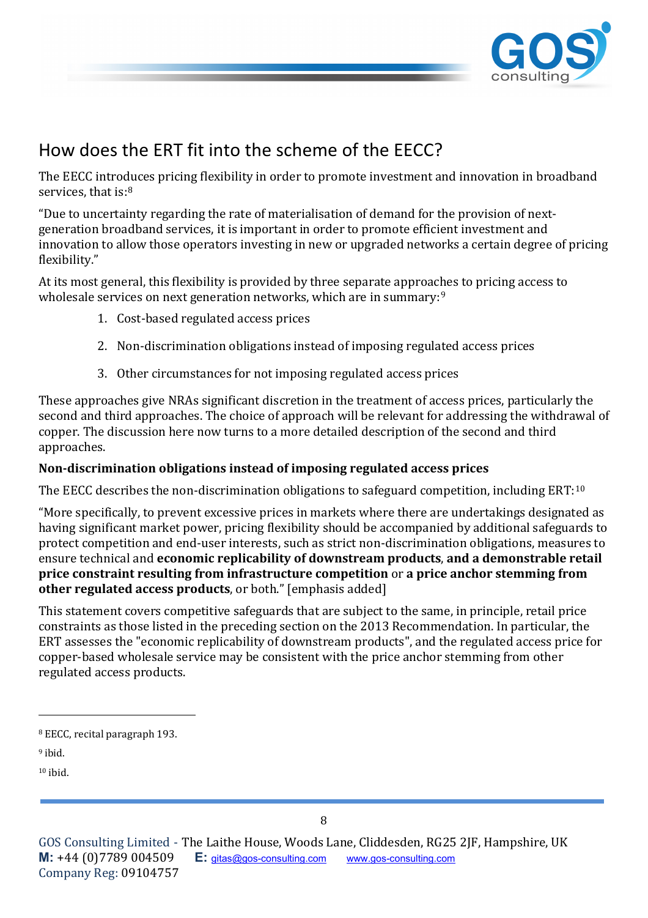# How does the ERT fit into the scheme of the EECC?

The EECC introduces pricing flexibility in order to promote investment and innovation in broadband services, that is:[8]

"Due to uncertainty regarding the rate of materialisation of demand for the provision of next-generation broadband services, it is important in order to promote efficient investment and innovation to allow those operators investing in new or upgraded networks a certain degree of pricing flexibility."

At its most general, this flexibility is provided by three separate approaches to pricing access to wholesale services on next generation networks, which are in summary:[9]

1. Cost-based regulated access prices
2. Non-discrimination obligations instead of imposing regulated access prices
3. Other circumstances for not imposing regulated access prices

These approaches give NRAs significant discretion in the treatment of access prices, particularly the second and third approaches. The choice of approach will be relevant for addressing the withdrawal of copper. The discussion here now turns to a more detailed description of the second and third approaches.

**Non-discrimination obligations instead of imposing regulated access prices**

The EECC describes the non-discrimination obligations to safeguard competition, including ERT:[10]

"More specifically, to prevent excessive prices in markets where there are undertakings designated as having significant market power, pricing flexibility should be accompanied by additional safeguards to protect competition and end-user interests, such as strict non-discrimination obligations, measures to ensure technical and **economic replicability of downstream products**, **and a demonstrable retail price constraint resulting from infrastructure competition** or **a price anchor stemming from other regulated access products**, or both." [emphasis added]

This statement covers competitive safeguards that are subject to the same, in principle, retail price constraints as those listed in the preceding section on the 2013 Recommendation. In particular, the ERT assesses the "economic replicability of downstream products", and the regulated access price for copper-based wholesale service may be consistent with the price anchor stemming from other regulated access products.

---

[8] EECC, recital paragraph 193.

[9] ibid.

[10] ibid.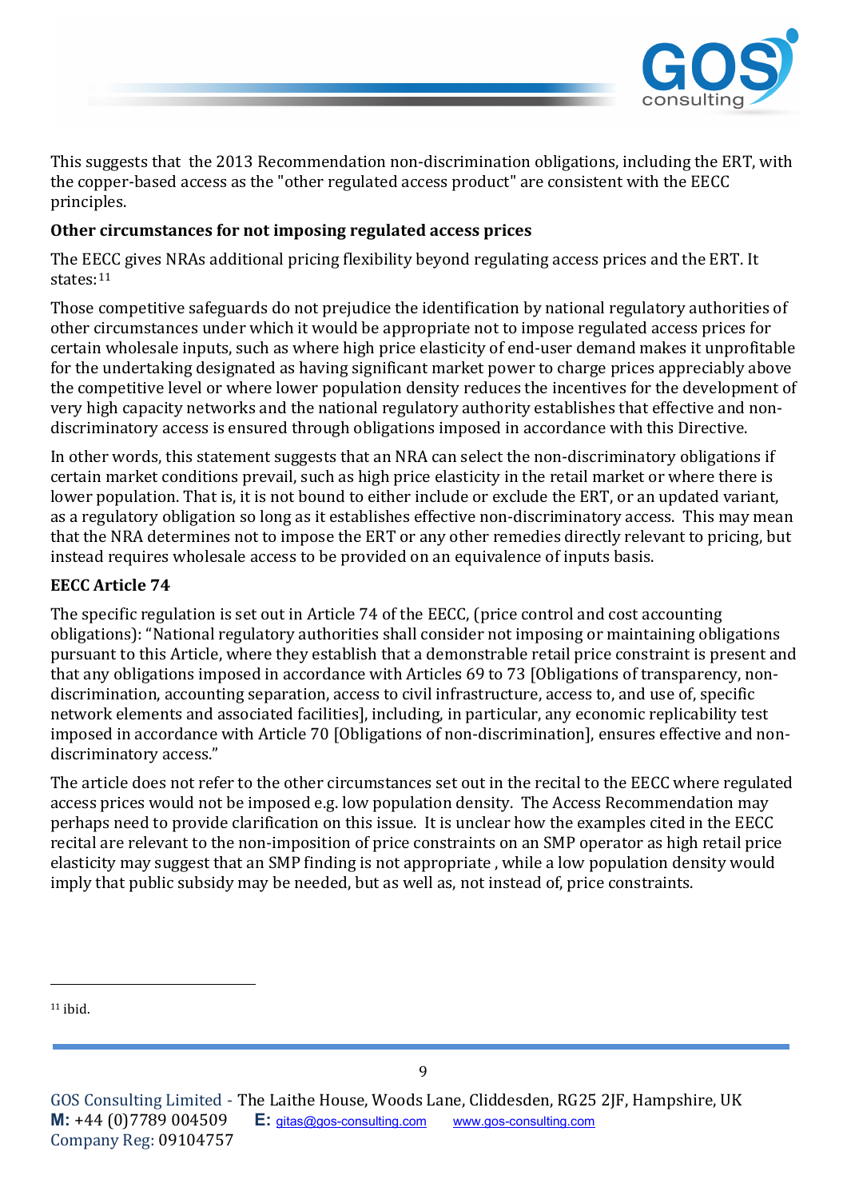This suggests that the 2013 Recommendation non-discrimination obligations, including the ERT, with the copper-based access as the "other regulated access product" are consistent with the EECC principles.

**Other circumstances for not imposing regulated access prices**

The EECC gives NRAs additional pricing flexibility beyond regulating access prices and the ERT. It states:[11]

Those competitive safeguards do not prejudice the identification by national regulatory authorities of other circumstances under which it would be appropriate not to impose regulated access prices for certain wholesale inputs, such as where high price elasticity of end-user demand makes it unprofitable for the undertaking designated as having significant market power to charge prices appreciably above the competitive level or where lower population density reduces the incentives for the development of very high capacity networks and the national regulatory authority establishes that effective and non-discriminatory access is ensured through obligations imposed in accordance with this Directive.

In other words, this statement suggests that an NRA can select the non-discriminatory obligations if certain market conditions prevail, such as high price elasticity in the retail market or where there is lower population. That is, it is not bound to either include or exclude the ERT, or an updated variant, as a regulatory obligation so long as it establishes effective non-discriminatory access. This may mean that the NRA determines not to impose the ERT or any other remedies directly relevant to pricing, but instead requires wholesale access to be provided on an equivalence of inputs basis.

**EECC Article 74**

The specific regulation is set out in Article 74 of the EECC, (price control and cost accounting obligations): "National regulatory authorities shall consider not imposing or maintaining obligations pursuant to this Article, where they establish that a demonstrable retail price constraint is present and that any obligations imposed in accordance with Articles 69 to 73 [Obligations of transparency, non-discrimination, accounting separation, access to civil infrastructure, access to, and use of, specific network elements and associated facilities], including, in particular, any economic replicability test imposed in accordance with Article 70 [Obligations of non-discrimination], ensures effective and non-discriminatory access."

The article does not refer to the other circumstances set out in the recital to the EECC where regulated access prices would not be imposed e.g. low population density. The Access Recommendation may perhaps need to provide clarification on this issue. It is unclear how the examples cited in the EECC recital are relevant to the non-imposition of price constraints on an SMP operator as high retail price elasticity may suggest that an SMP finding is not appropriate , while a low population density would imply that public subsidy may be needed, but as well as, not instead of, price constraints.

[11] ibid.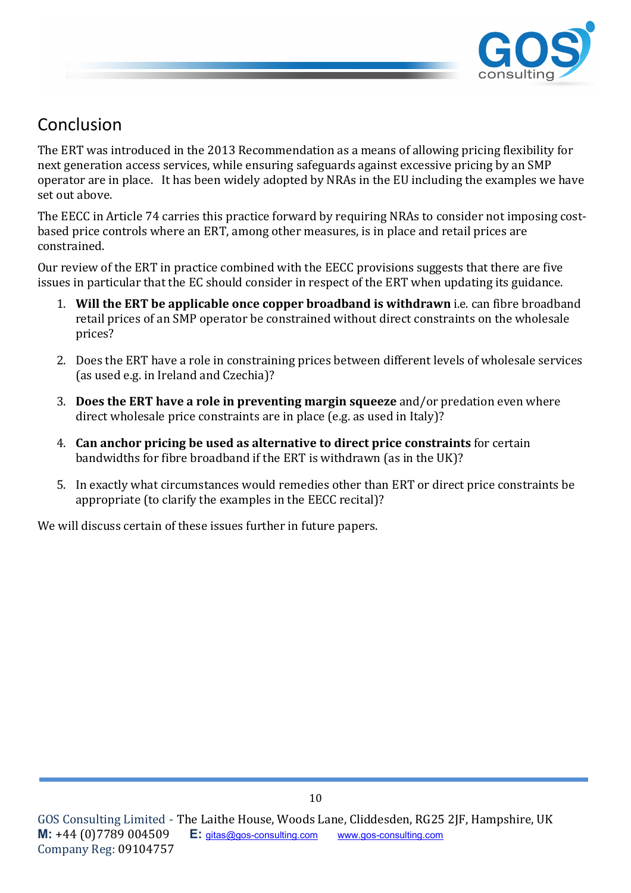# Conclusion

The ERT was introduced in the 2013 Recommendation as a means of allowing pricing flexibility for next generation access services, while ensuring safeguards against excessive pricing by an SMP operator are in place. It has been widely adopted by NRAs in the EU including the examples we have set out above.

The EECC in Article 74 carries this practice forward by requiring NRAs to consider not imposing cost-based price controls where an ERT, among other measures, is in place and retail prices are constrained.

Our review of the ERT in practice combined with the EECC provisions suggests that there are five issues in particular that the EC should consider in respect of the ERT when updating its guidance.

1. **Will the ERT be applicable once copper broadband is withdrawn** i.e. can fibre broadband retail prices of an SMP operator be constrained without direct constraints on the wholesale prices?

2. Does the ERT have a role in constraining prices between different levels of wholesale services (as used e.g. in Ireland and Czechia)?

3. **Does the ERT have a role in preventing margin squeeze** and/or predation even where direct wholesale price constraints are in place (e.g. as used in Italy)?

4. **Can anchor pricing be used as alternative to direct price constraints** for certain bandwidths for fibre broadband if the ERT is withdrawn (as in the UK)?

5. In exactly what circumstances would remedies other than ERT or direct price constraints be appropriate (to clarify the examples in the EECC recital)?

We will discuss certain of these issues further in future papers.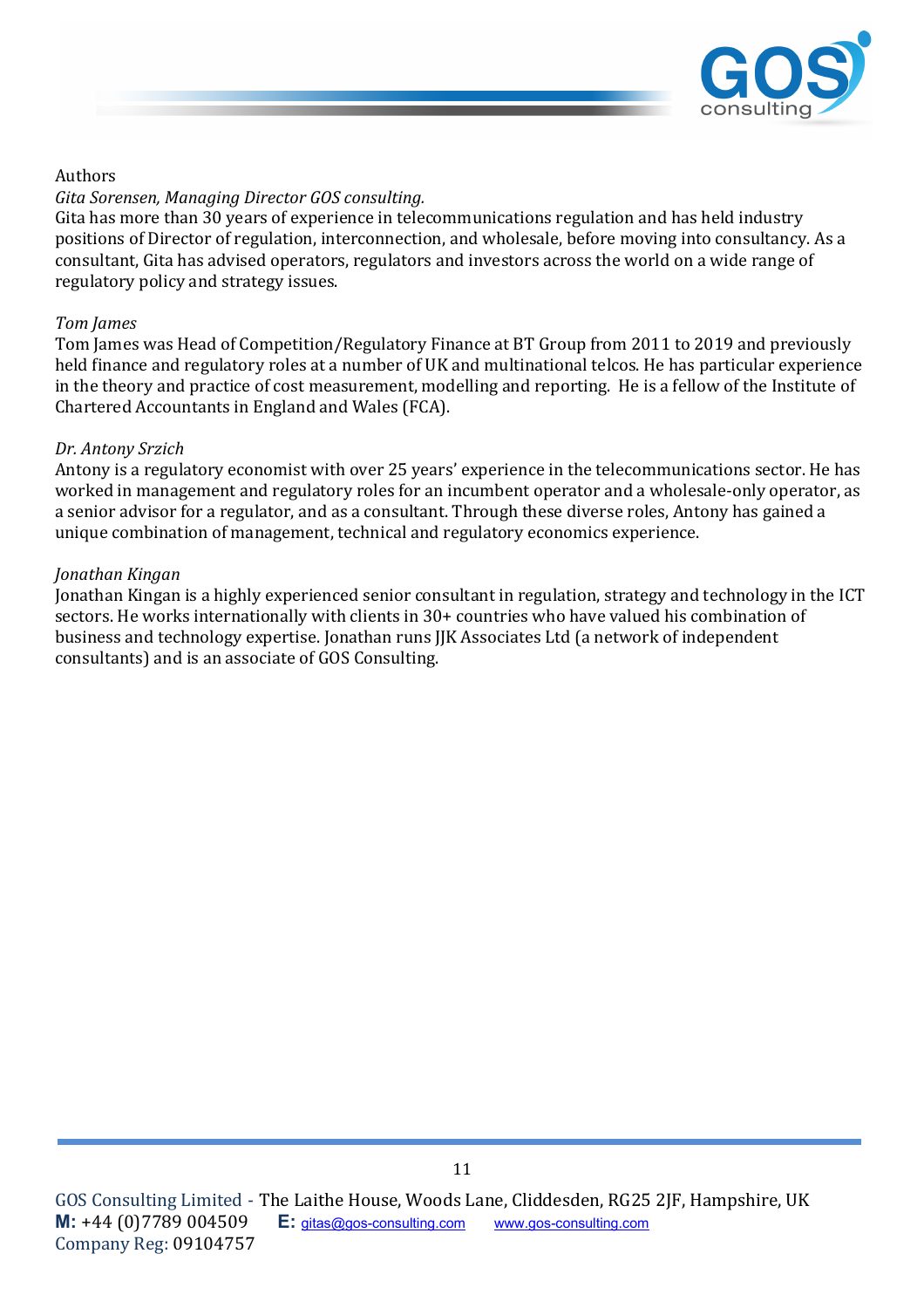Authors

*Gita Sorensen, Managing Director GOS consulting.*
Gita has more than 30 years of experience in telecommunications regulation and has held industry positions of Director of regulation, interconnection, and wholesale, before moving into consultancy. As a consultant, Gita has advised operators, regulators and investors across the world on a wide range of regulatory policy and strategy issues.

*Tom James*
Tom James was Head of Competition/Regulatory Finance at BT Group from 2011 to 2019 and previously held finance and regulatory roles at a number of UK and multinational telcos. He has particular experience in the theory and practice of cost measurement, modelling and reporting. He is a fellow of the Institute of Chartered Accountants in England and Wales (FCA).

*Dr. Antony Srzich*
Antony is a regulatory economist with over 25 years' experience in the telecommunications sector. He has worked in management and regulatory roles for an incumbent operator and a wholesale-only operator, as a senior advisor for a regulator, and as a consultant. Through these diverse roles, Antony has gained a unique combination of management, technical and regulatory economics experience.

*Jonathan Kingan*
Jonathan Kingan is a highly experienced senior consultant in regulation, strategy and technology in the ICT sectors. He works internationally with clients in 30+ countries who have valued his combination of business and technology expertise. Jonathan runs JJK Associates Ltd (a network of independent consultants) and is an associate of GOS Consulting.